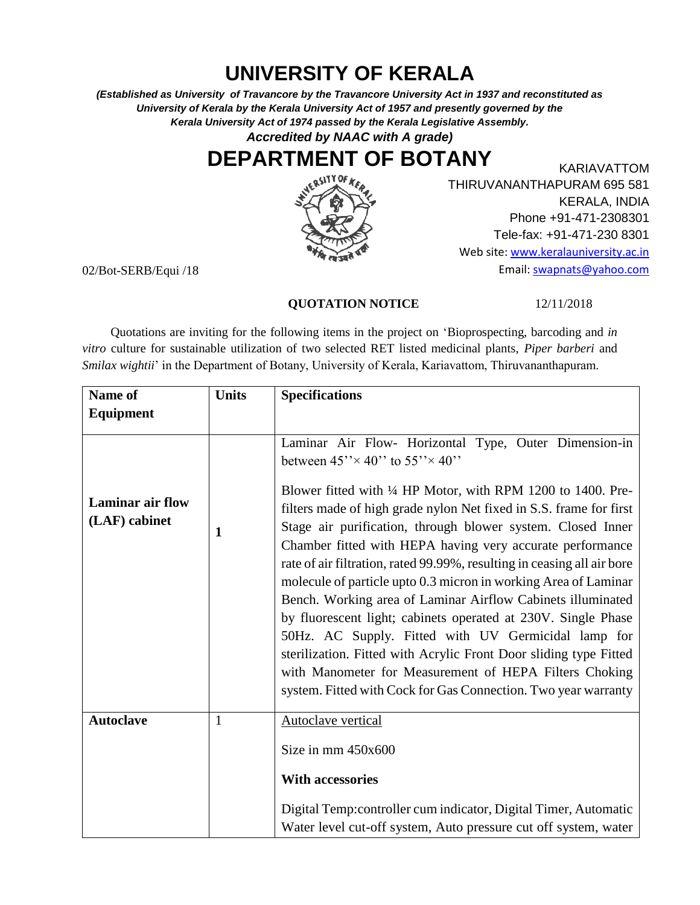# UNIVERSITY OF KERALA

***(Established as University of Travancore by the Travancore University Act in 1937 and reconstituted as University of Kerala by the Kerala University Act of 1957 and presently governed by the Kerala University Act of 1974 passed by the Kerala Legislative Assembly.***
***Accredited by NAAC with A grade)***

# DEPARTMENT OF BOTANY

KARIAVATTOM
THIRUVANANTHAPURAM 695 581
KERALA, INDIA
Phone +91-471-2308301
Tele-fax: +91-471-230 8301
Web site: www.keralauniversity.ac.in
Email: swapnats@yahoo.com

02/Bot-SERB/Equi /18

**QUOTATION NOTICE** 12/11/2018

Quotations are inviting for the following items in the project on 'Bioprospecting, barcoding and *in vitro* culture for sustainable utilization of two selected RET listed medicinal plants, *Piper barberi* and *Smilax wightii*' in the Department of Botany, University of Kerala, Kariavattom, Thiruvananthapuram.

| Name of Equipment | Units | Specifications |
|---|---|---|
| **Laminar air flow (LAF) cabinet** | **1** | Laminar Air Flow- Horizontal Type, Outer Dimension-in between 45''× 40'' to 55''× 40''<br><br>Blower fitted with ¼ HP Motor, with RPM 1200 to 1400. Pre-filters made of high grade nylon Net fixed in S.S. frame for first Stage air purification, through blower system. Closed Inner Chamber fitted with HEPA having very accurate performance rate of air filtration, rated 99.99%, resulting in ceasing all air bore molecule of particle upto 0.3 micron in working Area of Laminar Bench. Working area of Laminar Airflow Cabinets illuminated by fluorescent light; cabinets operated at 230V. Single Phase 50Hz. AC Supply. Fitted with UV Germicidal lamp for sterilization. Fitted with Acrylic Front Door sliding type Fitted with Manometer for Measurement of HEPA Filters Choking system. Fitted with Cock for Gas Connection. Two year warranty |
| **Autoclave** | 1 | Autoclave vertical<br><br>Size in mm 450x600<br><br>**With accessories**<br><br>Digital Temp:controller cum indicator, Digital Timer, Automatic Water level cut-off system, Auto pressure cut off system, water |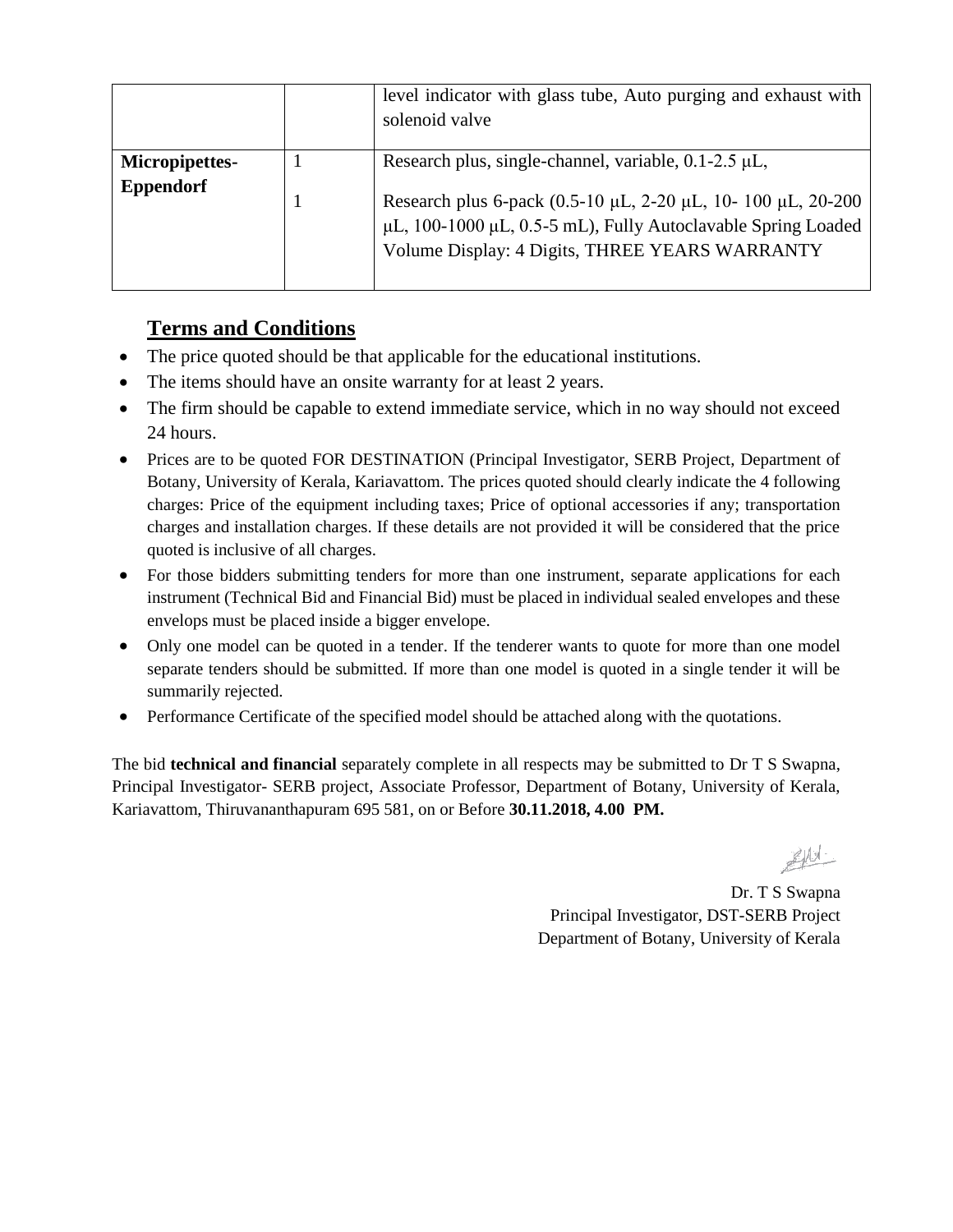| | | |
|---|---|---|
| | | level indicator with glass tube, Auto purging and exhaust with solenoid valve |
| **Micropipettes-Eppendorf** | 1<br><br>1 | Research plus, single-channel, variable, 0.1-2.5 μL,<br><br>Research plus 6-pack (0.5-10 μL, 2-20 μL, 10- 100 μL, 20-200 μL, 100-1000 μL, 0.5-5 mL), Fully Autoclavable Spring Loaded Volume Display: 4 Digits, THREE YEARS WARRANTY |

## Terms and Conditions

- The price quoted should be that applicable for the educational institutions.
- The items should have an onsite warranty for at least 2 years.
- The firm should be capable to extend immediate service, which in no way should not exceed 24 hours.
- Prices are to be quoted FOR DESTINATION (Principal Investigator, SERB Project, Department of Botany, University of Kerala, Kariavattom. The prices quoted should clearly indicate the 4 following charges: Price of the equipment including taxes; Price of optional accessories if any; transportation charges and installation charges. If these details are not provided it will be considered that the price quoted is inclusive of all charges.
- For those bidders submitting tenders for more than one instrument, separate applications for each instrument (Technical Bid and Financial Bid) must be placed in individual sealed envelopes and these envelops must be placed inside a bigger envelope.
- Only one model can be quoted in a tender. If the tenderer wants to quote for more than one model separate tenders should be submitted. If more than one model is quoted in a single tender it will be summarily rejected.
- Performance Certificate of the specified model should be attached along with the quotations.

The bid **technical and financial** separately complete in all respects may be submitted to Dr T S Swapna, Principal Investigator- SERB project, Associate Professor, Department of Botany, University of Kerala, Kariavattom, Thiruvananthapuram 695 581, on or Before **30.11.2018, 4.00 PM.**

Dr. T S Swapna
Principal Investigator, DST-SERB Project
Department of Botany, University of Kerala